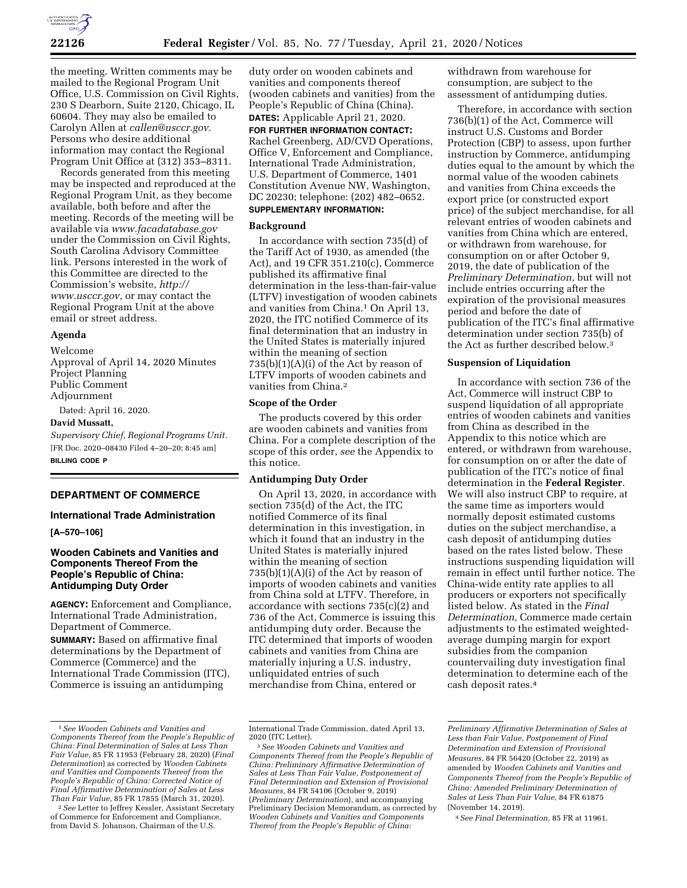the meeting. Written comments may be mailed to the Regional Program Unit Office, U.S. Commission on Civil Rights, 230 S Dearborn, Suite 2120, Chicago, IL 60604. They may also be emailed to Carolyn Allen at *callen@usccr.gov*. Persons who desire additional information may contact the Regional Program Unit Office at (312) 353–8311.

Records generated from this meeting may be inspected and reproduced at the Regional Program Unit, as they become available, both before and after the meeting. Records of the meeting will be available via *www.facadatabase.gov* under the Commission on Civil Rights, South Carolina Advisory Committee link. Persons interested in the work of this Committee are directed to the Commission's website, *http://www.usccr.gov,* or may contact the Regional Program Unit at the above email or street address.

## Agenda

Welcome
Approval of April 14, 2020 Minutes
Project Planning
Public Comment
Adjournment

Dated: April 16, 2020.

**David Mussatt,**

*Supervisory Chief, Regional Programs Unit.*

[FR Doc. 2020–08430 Filed 4–20–20; 8:45 am]

**BILLING CODE P**

# DEPARTMENT OF COMMERCE

## International Trade Administration

**[A–570–106]**

## Wooden Cabinets and Vanities and Components Thereof From the People's Republic of China: Antidumping Duty Order

**AGENCY:** Enforcement and Compliance, International Trade Administration, Department of Commerce.

**SUMMARY:** Based on affirmative final determinations by the Department of Commerce (Commerce) and the International Trade Commission (ITC), Commerce is issuing an antidumping duty order on wooden cabinets and vanities and components thereof (wooden cabinets and vanities) from the People's Republic of China (China).

**DATES:** Applicable April 21, 2020.

**FOR FURTHER INFORMATION CONTACT:** Rachel Greenberg, AD/CVD Operations, Office V, Enforcement and Compliance, International Trade Administration, U.S. Department of Commerce, 1401 Constitution Avenue NW, Washington, DC 20230; telephone: (202) 482–0652.

**SUPPLEMENTARY INFORMATION:**

### Background

In accordance with section 735(d) of the Tariff Act of 1930, as amended (the Act), and 19 CFR 351.210(c), Commerce published its affirmative final determination in the less-than-fair-value (LTFV) investigation of wooden cabinets and vanities from China.[1] On April 13, 2020, the ITC notified Commerce of its final determination that an industry in the United States is materially injured within the meaning of section 735(b)(1)(A)(i) of the Act by reason of LTFV imports of wooden cabinets and vanities from China.[2]

### Scope of the Order

The products covered by this order are wooden cabinets and vanities from China. For a complete description of the scope of this order, *see* the Appendix to this notice.

### Antidumping Duty Order

On April 13, 2020, in accordance with section 735(d) of the Act, the ITC notified Commerce of its final determination in this investigation, in which it found that an industry in the United States is materially injured within the meaning of section 735(b)(1)(A)(i) of the Act by reason of imports of wooden cabinets and vanities from China sold at LTFV. Therefore, in accordance with sections 735(c)(2) and 736 of the Act, Commerce is issuing this antidumping duty order. Because the ITC determined that imports of wooden cabinets and vanities from China are materially injuring a U.S. industry, unliquidated entries of such merchandise from China, entered or withdrawn from warehouse for consumption, are subject to the assessment of antidumping duties.

Therefore, in accordance with section 736(b)(1) of the Act, Commerce will instruct U.S. Customs and Border Protection (CBP) to assess, upon further instruction by Commerce, antidumping duties equal to the amount by which the normal value of the wooden cabinets and vanities from China exceeds the export price (or constructed export price) of the subject merchandise, for all relevant entries of wooden cabinets and vanities from China which are entered, or withdrawn from warehouse, for consumption on or after October 9, 2019, the date of publication of the *Preliminary Determination,* but will not include entries occurring after the expiration of the provisional measures period and before the date of publication of the ITC's final affirmative determination under section 735(b) of the Act as further described below.[3]

### Suspension of Liquidation

In accordance with section 736 of the Act, Commerce will instruct CBP to suspend liquidation of all appropriate entries of wooden cabinets and vanities from China as described in the Appendix to this notice which are entered, or withdrawn from warehouse, for consumption on or after the date of publication of the ITC's notice of final determination in the **Federal Register**. We will also instruct CBP to require, at the same time as importers would normally deposit estimated customs duties on the subject merchandise, a cash deposit of antidumping duties based on the rates listed below. These instructions suspending liquidation will remain in effect until further notice. The China-wide entity rate applies to all producers or exporters not specifically listed below. As stated in the *Final Determination,* Commerce made certain adjustments to the estimated weighted-average dumping margin for export subsidies from the companion countervailing duty investigation final determination to determine each of the cash deposit rates.[4]

---

[1] *See Wooden Cabinets and Vanities and Components Thereof from the People's Republic of China: Final Determination of Sales at Less Than Fair Value,* 85 FR 11953 (February 28, 2020) (*Final Determination*) as corrected by *Wooden Cabinets and Vanities and Components Thereof from the People's Republic of China: Corrected Notice of Final Affirmative Determination of Sales at Less Than Fair Value,* 85 FR 17855 (March 31, 2020).

[2] *See* Letter to Jeffrey Kessler, Assistant Secretary of Commerce for Enforcement and Compliance, from David S. Johanson, Chairman of the U.S. International Trade Commission, dated April 13, 2020 (ITC Letter).

[3] *See Wooden Cabinets and Vanities and Components Thereof from the People's Republic of China: Preliminary Affirmative Determination of Sales at Less Than Fair Value, Postponement of Final Determination and Extension of Provisional Measures,* 84 FR 54106 (October 9, 2019) (*Preliminary Determination*), and accompanying Preliminary Decision Memorandum, as corrected by *Wooden Cabinets and Vanities and Components Thereof from the People's Republic of China: Preliminary Affirmative Determination of Sales at Less than Fair Value, Postponement of Final Determination and Extension of Provisional Measures,* 84 FR 56420 (October 22, 2019) as amended by *Wooden Cabinets and Vanities and Components Thereof from the People's Republic of China: Amended Preliminary Determination of Sales at Less Than Fair Value,* 84 FR 61875 (November 14, 2019).

[4] *See Final Determination,* 85 FR at 11961.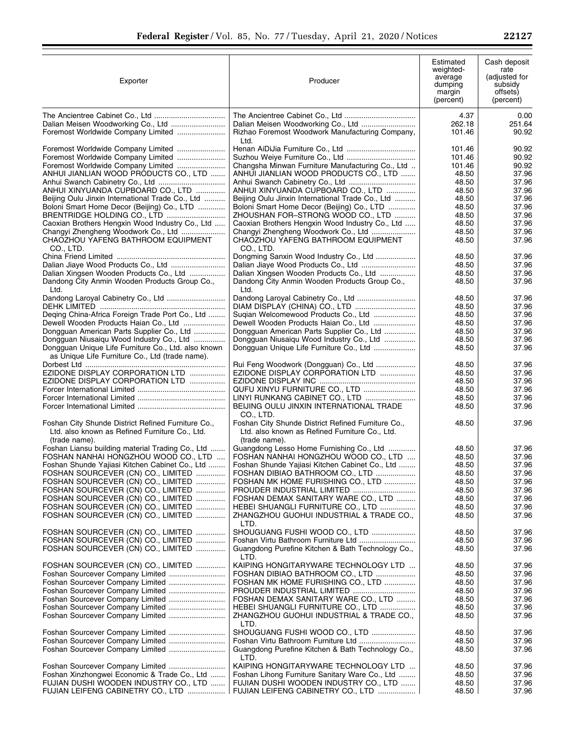| Exporter | Producer | Estimated weighted-average dumping margin (percent) | Cash deposit rate (adjusted for subsidy offsets) (percent) |
|---|---|---|---|
| The Ancientree Cabinet Co., Ltd | The Ancientree Cabinet Co., Ltd | 4.37 | 0.00 |
| Dalian Meisen Woodworking Co., Ltd | Dalian Meisen Woodworking Co., Ltd | 262.18 | 251.64 |
| Foremost Worldwide Company Limited | Rizhao Foremost Woodwork Manufacturing Company, Ltd. | 101.46 | 90.92 |
| Foremost Worldwide Company Limited | Henan AiDiJia Furniture Co., Ltd | 101.46 | 90.92 |
| Foremost Worldwide Company Limited | Suzhou Weiye Furniture Co., Ltd | 101.46 | 90.92 |
| Foremost Worldwide Company Limited | Changsha Minwan Furniture Manufacturing Co., Ltd | 101.46 | 90.92 |
| ANHUI JIANLIAN WOOD PRODUCTS CO., LTD | ANHUI JIANLIAN WOOD PRODUCTS CO., LTD | 48.50 | 37.96 |
| Anhui Swanch Cabinetry Co., Ltd | Anhui Swanch Cabinetry Co., Ltd | 48.50 | 37.96 |
| ANHUI XINYUANDA CUPBOARD CO., LTD | ANHUI XINYUANDA CUPBOARD CO., LTD | 48.50 | 37.96 |
| Beijing Oulu Jinxin International Trade Co., Ltd | Beijing Oulu Jinxin International Trade Co., Ltd | 48.50 | 37.96 |
| Boloni Smart Home Decor (Beijing) Co., LTD | Boloni Smart Home Decor (Beijing) Co., LTD | 48.50 | 37.96 |
| BRENTRIDGE HOLDING CO., LTD | ZHOUSHAN FOR–STRONG WOOD CO., LTD | 48.50 | 37.96 |
| Caoxian Brothers Hengxin Wood Industry Co., Ltd | Caoxian Brothers Hengxin Wood Industry Co., Ltd | 48.50 | 37.96 |
| Changyi Zhengheng Woodwork Co., Ltd | Changyi Zhengheng Woodwork Co., Ltd | 48.50 | 37.96 |
| CHAOZHOU YAFENG BATHROOM EQUIPMENT CO., LTD. | CHAOZHOU YAFENG BATHROOM EQUIPMENT CO., LTD. | 48.50 | 37.96 |
| China Friend Limited | Dongming Sanxin Wood Industry Co., Ltd | 48.50 | 37.96 |
| Dalian Jiaye Wood Products Co., Ltd | Dalian Jiaye Wood Products Co., Ltd | 48.50 | 37.96 |
| Dalian Xingsen Wooden Products Co., Ltd | Dalian Xingsen Wooden Products Co., Ltd | 48.50 | 37.96 |
| Dandong City Anmin Wooden Products Group Co., Ltd. | Dandong City Anmin Wooden Products Group Co., Ltd. | 48.50 | 37.96 |
| Dandong Laroyal Cabinetry Co., Ltd | Dandong Laroyal Cabinetry Co., Ltd | 48.50 | 37.96 |
| DEHK LIMITED | DIAM DISPLAY (CHINA) CO., LTD | 48.50 | 37.96 |
| Deqing China-Africa Foreign Trade Port Co., Ltd | Suqian Welcomewood Products Co., Ltd | 48.50 | 37.96 |
| Dewell Wooden Products Haian Co., Ltd | Dewell Wooden Products Haian Co., Ltd | 48.50 | 37.96 |
| Dongguan American Parts Supplier Co., Ltd | Dongguan American Parts Supplier Co., Ltd | 48.50 | 37.96 |
| Dongguan Niusaiqu Wood Industry Co., Ltd | Dongguan Niusaiqu Wood Industry Co., Ltd | 48.50 | 37.96 |
| Dongguan Unique Life Furniture Co., Ltd. also known as Unique Life Furniture Co., Ltd (trade name). | Dongguan Unique Life Furniture Co., Ltd | 48.50 | 37.96 |
| Dorbest Ltd | Rui Feng Woodwork (Dongguan) Co., Ltd | 48.50 | 37.96 |
| EZIDONE DISPLAY CORPORATION LTD | EZIDONE DISPLAY CORPORATION LTD | 48.50 | 37.96 |
| EZIDONE DISPLAY CORPORATION LTD | EZIDONE DISPLAY INC | 48.50 | 37.96 |
| Forcer International Limited | QUFU XINYU FURNITURE CO., LTD | 48.50 | 37.96 |
| Forcer International Limited | LINYI RUNKANG CABINET CO., LTD | 48.50 | 37.96 |
| Forcer International Limited | BEIJING OULU JINXIN INTERNATIONAL TRADE CO., LTD. | 48.50 | 37.96 |
| Foshan City Shunde District Refined Furniture Co., Ltd. also known as Refined Furniture Co., Ltd. (trade name). | Foshan City Shunde District Refined Furniture Co., Ltd. also known as Refined Furniture Co., Ltd. (trade name). | 48.50 | 37.96 |
| Foshan Liansu building material Trading Co., Ltd | Guangdong Lesso Home Furnishing Co., Ltd | 48.50 | 37.96 |
| FOSHAN NANHAI HONGZHOU WOOD CO., LTD | FOSHAN NANHAI HONGZHOU WOOD CO., LTD | 48.50 | 37.96 |
| Foshan Shunde Yajiasi Kitchen Cabinet Co., Ltd | Foshan Shunde Yajiasi Kitchen Cabinet Co., Ltd | 48.50 | 37.96 |
| FOSHAN SOURCEVER (CN) CO., LIMITED | FOSHAN DIBIAO BATHROOM CO., LTD | 48.50 | 37.96 |
| FOSHAN SOURCEVER (CN) CO., LIMITED | FOSHAN MK HOME FURISHING CO., LTD | 48.50 | 37.96 |
| FOSHAN SOURCEVER (CN) CO., LIMITED | PROUDER INDUSTRIAL LIMITED | 48.50 | 37.96 |
| FOSHAN SOURCEVER (CN) CO., LIMITED | FOSHAN DEMAX SANITARY WARE CO., LTD | 48.50 | 37.96 |
| FOSHAN SOURCEVER (CN) CO., LIMITED | HEBEI SHUANGLI FURNITURE CO., LTD | 48.50 | 37.96 |
| FOSHAN SOURCEVER (CN) CO., LIMITED | ZHANGZHOU GUOHUI INDUSTRIAL & TRADE CO., LTD. | 48.50 | 37.96 |
| FOSHAN SOURCEVER (CN) CO., LIMITED | SHOUGUANG FUSHI WOOD CO., LTD | 48.50 | 37.96 |
| FOSHAN SOURCEVER (CN) CO., LIMITED | Foshan Virtu Bathroom Furniture Ltd | 48.50 | 37.96 |
| FOSHAN SOURCEVER (CN) CO., LIMITED | Guangdong Purefine Kitchen & Bath Technology Co., LTD. | 48.50 | 37.96 |
| FOSHAN SOURCEVER (CN) CO., LIMITED | KAIPING HONGITARYWARE TECHNOLOGY LTD | 48.50 | 37.96 |
| Foshan Sourcever Company Limited | FOSHAN DIBIAO BATHROOM CO., LTD | 48.50 | 37.96 |
| Foshan Sourcever Company Limited | FOSHAN MK HOME FURISHING CO., LTD | 48.50 | 37.96 |
| Foshan Sourcever Company Limited | PROUDER INDUSTRIAL LIMITED | 48.50 | 37.96 |
| Foshan Sourcever Company Limited | FOSHAN DEMAX SANITARY WARE CO., LTD | 48.50 | 37.96 |
| Foshan Sourcever Company Limited | HEBEI SHUANGLI FURNITURE CO., LTD | 48.50 | 37.96 |
| Foshan Sourcever Company Limited | ZHANGZHOU GUOHUI INDUSTRIAL & TRADE CO., LTD. | 48.50 | 37.96 |
| Foshan Sourcever Company Limited | SHOUGUANG FUSHI WOOD CO., LTD | 48.50 | 37.96 |
| Foshan Sourcever Company Limited | Foshan Virtu Bathroom Furniture Ltd | 48.50 | 37.96 |
| Foshan Sourcever Company Limited | Guangdong Purefine Kitchen & Bath Technology Co., LTD. | 48.50 | 37.96 |
| Foshan Sourcever Company Limited | KAIPING HONGITARYWARE TECHNOLOGY LTD | 48.50 | 37.96 |
| Foshan Xinzhongwei Economic & Trade Co., Ltd | Foshan Lihong Furniture Sanitary Ware Co., Ltd | 48.50 | 37.96 |
| FUJIAN DUSHI WOODEN INDUSTRY CO., LTD | FUJIAN DUSHI WOODEN INDUSTRY CO., LTD | 48.50 | 37.96 |
| FUJIAN LEIFENG CABINETRY CO., LTD | FUJIAN LEIFENG CABINETRY CO., LTD | 48.50 | 37.96 |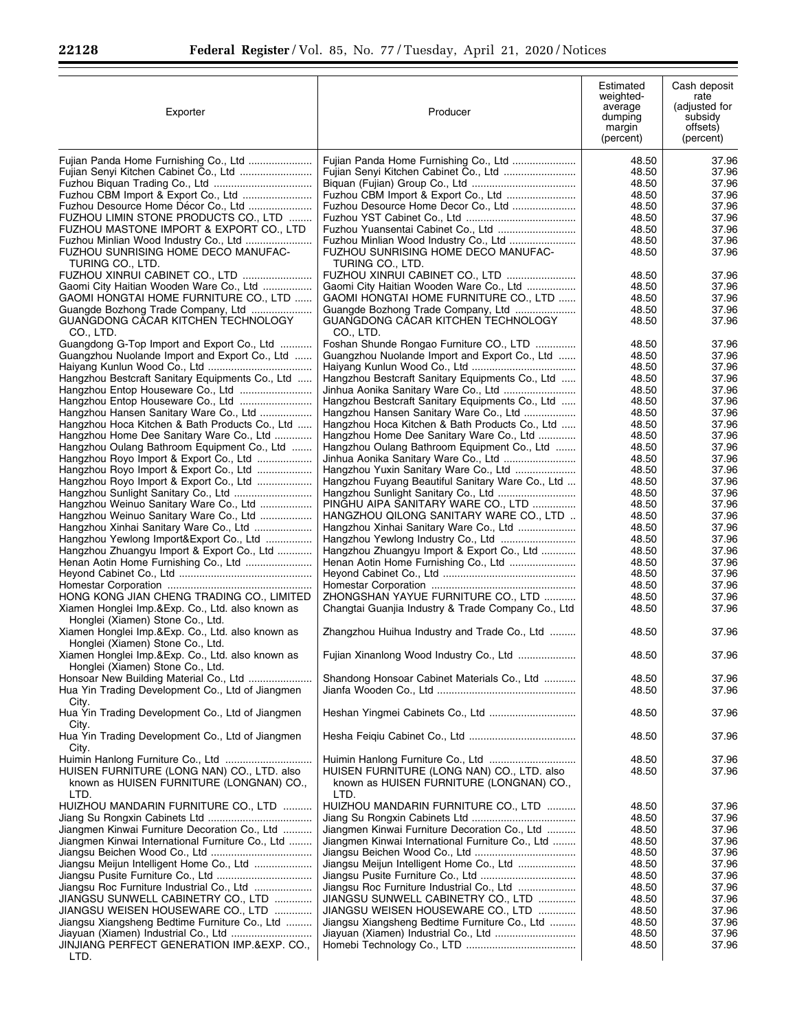| Exporter | Producer | Estimated weighted-average dumping margin (percent) | Cash deposit rate (adjusted for subsidy offsets) (percent) |
|---|---|---|---|
| Fujian Panda Home Furnishing Co., Ltd | Fujian Panda Home Furnishing Co., Ltd | 48.50 | 37.96 |
| Fujian Senyi Kitchen Cabinet Co., Ltd | Fujian Senyi Kitchen Cabinet Co., Ltd | 48.50 | 37.96 |
| Fuzhou Biquan Trading Co., Ltd | Biquan (Fujian) Group Co., Ltd | 48.50 | 37.96 |
| Fuzhou CBM Import & Export Co., Ltd | Fuzhou CBM Import & Export Co., Ltd | 48.50 | 37.96 |
| Fuzhou Desource Home Décor Co., Ltd | Fuzhou Desource Home Decor Co., Ltd | 48.50 | 37.96 |
| FUZHOU LIMIN STONE PRODUCTS CO., LTD | Fuzhou YST Cabinet Co., Ltd | 48.50 | 37.96 |
| FUZHOU MASTONE IMPORT & EXPORT CO., LTD | Fuzhou Yuansentai Cabinet Co., Ltd | 48.50 | 37.96 |
| Fuzhou Minlian Wood Industry Co., Ltd | Fuzhou Minlian Wood Industry Co., Ltd | 48.50 | 37.96 |
| FUZHOU SUNRISING HOME DECO MANUFACTURING CO., LTD. | FUZHOU SUNRISING HOME DECO MANUFACTURING CO., LTD. | 48.50 | 37.96 |
| FUZHOU XINRUI CABINET CO., LTD | FUZHOU XINRUI CABINET CO., LTD | 48.50 | 37.96 |
| Gaomi City Haitian Wooden Ware Co., Ltd | Gaomi City Haitian Wooden Ware Co., Ltd | 48.50 | 37.96 |
| GAOMI HONGTAI HOME FURNITURE CO., LTD | GAOMI HONGTAI HOME FURNITURE CO., LTD | 48.50 | 37.96 |
| Guangde Bozhong Trade Company, Ltd | Guangde Bozhong Trade Company, Ltd | 48.50 | 37.96 |
| GUANGDONG CACAR KITCHEN TECHNOLOGY CO., LTD. | GUANGDONG CACAR KITCHEN TECHNOLOGY CO., LTD. | 48.50 | 37.96 |
| Guangdong G-Top Import and Export Co., Ltd | Foshan Shunde Rongao Furniture CO., LTD | 48.50 | 37.96 |
| Guangzhou Nuolande Import and Export Co., Ltd | Guangzhou Nuolande Import and Export Co., Ltd | 48.50 | 37.96 |
| Haiyang Kunlun Wood Co., Ltd | Haiyang Kunlun Wood Co., Ltd | 48.50 | 37.96 |
| Hangzhou Bestcraft Sanitary Equipments Co., Ltd | Hangzhou Bestcraft Sanitary Equipments Co., Ltd | 48.50 | 37.96 |
| Hangzhou Entop Houseware Co., Ltd | Jinhua Aonika Sanitary Ware Co., Ltd | 48.50 | 37.96 |
| Hangzhou Entop Houseware Co., Ltd | Hangzhou Bestcraft Sanitary Equipments Co., Ltd | 48.50 | 37.96 |
| Hangzhou Hansen Sanitary Ware Co., Ltd | Hangzhou Hansen Sanitary Ware Co., Ltd | 48.50 | 37.96 |
| Hangzhou Hoca Kitchen & Bath Products Co., Ltd | Hangzhou Hoca Kitchen & Bath Products Co., Ltd | 48.50 | 37.96 |
| Hangzhou Home Dee Sanitary Ware Co., Ltd | Hangzhou Home Dee Sanitary Ware Co., Ltd | 48.50 | 37.96 |
| Hangzhou Oulang Bathroom Equipment Co., Ltd | Hangzhou Oulang Bathroom Equipment Co., Ltd | 48.50 | 37.96 |
| Hangzhou Royo Import & Export Co., Ltd | Jinhua Aonika Sanitary Ware Co., Ltd | 48.50 | 37.96 |
| Hangzhou Royo Import & Export Co., Ltd | Hangzhou Yuxin Sanitary Ware Co., Ltd | 48.50 | 37.96 |
| Hangzhou Royo Import & Export Co., Ltd | Hangzhou Fuyang Beautiful Sanitary Ware Co., Ltd | 48.50 | 37.96 |
| Hangzhou Sunlight Sanitary Co., Ltd | Hangzhou Sunlight Sanitary Co., Ltd | 48.50 | 37.96 |
| Hangzhou Weinuo Sanitary Ware Co., Ltd | PINGHU AIPA SANITARY WARE CO., LTD | 48.50 | 37.96 |
| Hangzhou Weinuo Sanitary Ware Co., Ltd | HANGZHOU QILONG SANITARY WARE CO., LTD | 48.50 | 37.96 |
| Hangzhou Xinhai Sanitary Ware Co., Ltd | Hangzhou Xinhai Sanitary Ware Co., Ltd | 48.50 | 37.96 |
| Hangzhou Yewlong Import&Export Co., Ltd | Hangzhou Yewlong Industry Co., Ltd | 48.50 | 37.96 |
| Hangzhou Zhuangyu Import & Export Co., Ltd | Hangzhou Zhuangyu Import & Export Co., Ltd | 48.50 | 37.96 |
| Henan Aotin Home Furnishing Co., Ltd | Henan Aotin Home Furnishing Co., Ltd | 48.50 | 37.96 |
| Heyond Cabinet Co., Ltd | Heyond Cabinet Co., Ltd | 48.50 | 37.96 |
| Homestar Corporation | Homestar Corporation | 48.50 | 37.96 |
| HONG KONG JIAN CHENG TRADING CO., LIMITED | ZHONGSHAN YAYUE FURNITURE CO., LTD | 48.50 | 37.96 |
| Xiamen Honglei Imp.&Exp. Co., Ltd. also known as Honglei (Xiamen) Stone Co., Ltd. | Changtai Guanjia Industry & Trade Company Co., Ltd | 48.50 | 37.96 |
| Xiamen Honglei Imp.&Exp. Co., Ltd. also known as Honglei (Xiamen) Stone Co., Ltd. | Zhangzhou Huihua Industry and Trade Co., Ltd | 48.50 | 37.96 |
| Xiamen Honglei Imp.&Exp. Co., Ltd. also known as Honglei (Xiamen) Stone Co., Ltd. | Fujian Xinanlong Wood Industry Co., Ltd | 48.50 | 37.96 |
| Honsoar New Building Material Co., Ltd | Shandong Honsoar Cabinet Materials Co., Ltd | 48.50 | 37.96 |
| Hua Yin Trading Development Co., Ltd of Jiangmen City. | Jianfa Wooden Co., Ltd | 48.50 | 37.96 |
| Hua Yin Trading Development Co., Ltd of Jiangmen City. | Heshan Yingmei Cabinets Co., Ltd | 48.50 | 37.96 |
| Hua Yin Trading Development Co., Ltd of Jiangmen City. | Hesha Feiqiu Cabinet Co., Ltd | 48.50 | 37.96 |
| Huimin Hanlong Furniture Co., Ltd | Huimin Hanlong Furniture Co., Ltd | 48.50 | 37.96 |
| HUISEN FURNITURE (LONG NAN) CO., LTD. also known as HUISEN FURNITURE (LONGNAN) CO., LTD. | HUISEN FURNITURE (LONG NAN) CO., LTD. also known as HUISEN FURNITURE (LONGNAN) CO., LTD. | 48.50 | 37.96 |
| HUIZHOU MANDARIN FURNITURE CO., LTD | HUIZHOU MANDARIN FURNITURE CO., LTD | 48.50 | 37.96 |
| Jiang Su Rongxin Cabinets Ltd | Jiang Su Rongxin Cabinets Ltd | 48.50 | 37.96 |
| Jiangmen Kinwai Furniture Decoration Co., Ltd | Jiangmen Kinwai Furniture Decoration Co., Ltd | 48.50 | 37.96 |
| Jiangmen Kinwai International Furniture Co., Ltd | Jiangmen Kinwai International Furniture Co., Ltd | 48.50 | 37.96 |
| Jiangsu Beichen Wood Co., Ltd | Jiangsu Beichen Wood Co., Ltd | 48.50 | 37.96 |
| Jiangsu Meijun Intelligent Home Co., Ltd | Jiangsu Meijun Intelligent Home Co., Ltd | 48.50 | 37.96 |
| Jiangsu Pusite Furniture Co., Ltd | Jiangsu Pusite Furniture Co., Ltd | 48.50 | 37.96 |
| Jiangsu Roc Furniture Industrial Co., Ltd | Jiangsu Roc Furniture Industrial Co., Ltd | 48.50 | 37.96 |
| JIANGSU SUNWELL CABINETRY CO., LTD | JIANGSU SUNWELL CABINETRY CO., LTD | 48.50 | 37.96 |
| JIANGSU WEISEN HOUSEWARE CO., LTD | JIANGSU WEISEN HOUSEWARE CO., LTD | 48.50 | 37.96 |
| Jiangsu Xiangsheng Bedtime Furniture Co., Ltd | Jiangsu Xiangsheng Bedtime Furniture Co., Ltd | 48.50 | 37.96 |
| Jiayuan (Xiamen) Industrial Co., Ltd | Jiayuan (Xiamen) Industrial Co., Ltd | 48.50 | 37.96 |
| JINJIANG PERFECT GENERATION IMP.&EXP. CO., LTD. | Homebi Technology Co., LTD | 48.50 | 37.96 |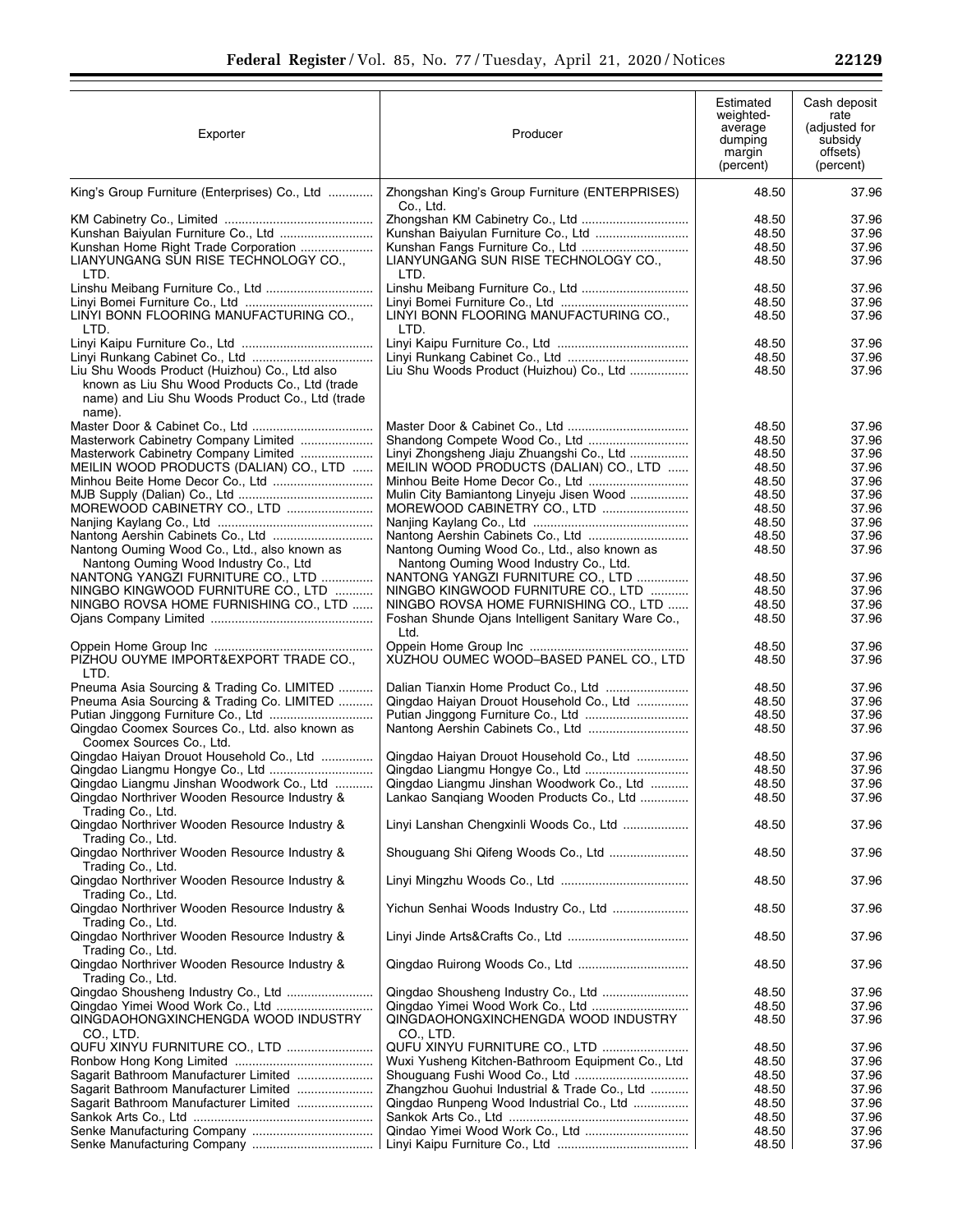| Exporter | Producer | Estimated weighted-average dumping margin (percent) | Cash deposit rate (adjusted for subsidy offsets) (percent) |
|---|---|---|---|
| King's Group Furniture (Enterprises) Co., Ltd | Zhongshan King's Group Furniture (ENTERPRISES) Co., Ltd. | 48.50 | 37.96 |
| KM Cabinetry Co., Limited | Zhongshan KM Cabinetry Co., Ltd | 48.50 | 37.96 |
| Kunshan Baiyulan Furniture Co., Ltd | Kunshan Baiyulan Furniture Co., Ltd | 48.50 | 37.96 |
| Kunshan Home Right Trade Corporation | Kunshan Fangs Furniture Co., Ltd | 48.50 | 37.96 |
| LIANYUNGANG SUN RISE TECHNOLOGY CO., LTD. | LIANYUNGANG SUN RISE TECHNOLOGY CO., LTD. | 48.50 | 37.96 |
| Linshu Meibang Furniture Co., Ltd | Linshu Meibang Furniture Co., Ltd | 48.50 | 37.96 |
| Linyi Bomei Furniture Co., Ltd | Linyi Bomei Furniture Co., Ltd | 48.50 | 37.96 |
| LINYI BONN FLOORING MANUFACTURING CO., LTD. | LINYI BONN FLOORING MANUFACTURING CO., LTD. | 48.50 | 37.96 |
| Linyi Kaipu Furniture Co., Ltd | Linyi Kaipu Furniture Co., Ltd | 48.50 | 37.96 |
| Linyi Runkang Cabinet Co., Ltd | Linyi Runkang Cabinet Co., Ltd | 48.50 | 37.96 |
| Liu Shu Woods Product (Huizhou) Co., Ltd also known as Liu Shu Wood Products Co., Ltd (trade name) and Liu Shu Woods Product Co., Ltd (trade name). | Liu Shu Woods Product (Huizhou) Co., Ltd | 48.50 | 37.96 |
| Master Door & Cabinet Co., Ltd | Master Door & Cabinet Co., Ltd | 48.50 | 37.96 |
| Masterwork Cabinetry Company Limited | Shandong Compete Wood Co., Ltd | 48.50 | 37.96 |
| Masterwork Cabinetry Company Limited | Linyi Zhongsheng Jiaju Zhuangshi Co., Ltd | 48.50 | 37.96 |
| MEILIN WOOD PRODUCTS (DALIAN) CO., LTD | MEILIN WOOD PRODUCTS (DALIAN) CO., LTD | 48.50 | 37.96 |
| Minhou Beite Home Decor Co., Ltd | Minhou Beite Home Decor Co., Ltd | 48.50 | 37.96 |
| MJB Supply (Dalian) Co., Ltd | Mulin City Bamiantong Linyeju Jisen Wood | 48.50 | 37.96 |
| MOREWOOD CABINETRY CO., LTD | MOREWOOD CABINETRY CO., LTD | 48.50 | 37.96 |
| Nanjing Kaylang Co., Ltd | Nanjing Kaylang Co., Ltd | 48.50 | 37.96 |
| Nantong Aershin Cabinets Co., Ltd | Nantong Aershin Cabinets Co., Ltd | 48.50 | 37.96 |
| Nantong Ouming Wood Co., Ltd., also known as Nantong Ouming Wood Industry Co., Ltd | Nantong Ouming Wood Co., Ltd., also known as Nantong Ouming Wood Industry Co., Ltd. | 48.50 | 37.96 |
| NANTONG YANGZI FURNITURE CO., LTD | NANTONG YANGZI FURNITURE CO., LTD | 48.50 | 37.96 |
| NINGBO KINGWOOD FURNITURE CO., LTD | NINGBO KINGWOOD FURNITURE CO., LTD | 48.50 | 37.96 |
| NINGBO ROVSA HOME FURNISHING CO., LTD | NINGBO ROVSA HOME FURNISHING CO., LTD | 48.50 | 37.96 |
| Ojans Company Limited | Foshan Shunde Ojans Intelligent Sanitary Ware Co., Ltd. | 48.50 | 37.96 |
| Oppein Home Group Inc | Oppein Home Group Inc | 48.50 | 37.96 |
| PIZHOU OUYME IMPORT&EXPORT TRADE CO., LTD. | XUZHOU OUMEC WOOD–BASED PANEL CO., LTD | 48.50 | 37.96 |
| Pneuma Asia Sourcing & Trading Co. LIMITED | Dalian Tianxin Home Product Co., Ltd | 48.50 | 37.96 |
| Pneuma Asia Sourcing & Trading Co. LIMITED | Qingdao Haiyan Drouot Household Co., Ltd | 48.50 | 37.96 |
| Putian Jinggong Furniture Co., Ltd | Putian Jinggong Furniture Co., Ltd | 48.50 | 37.96 |
| Qingdao Coomex Sources Co., Ltd. also known as Coomex Sources Co., Ltd. | Nantong Aershin Cabinets Co., Ltd | 48.50 | 37.96 |
| Qingdao Haiyan Drouot Household Co., Ltd | Qingdao Haiyan Drouot Household Co., Ltd | 48.50 | 37.96 |
| Qingdao Liangmu Hongye Co., Ltd | Qingdao Liangmu Hongye Co., Ltd | 48.50 | 37.96 |
| Qingdao Liangmu Jinshan Woodwork Co., Ltd | Qingdao Liangmu Jinshan Woodwork Co., Ltd | 48.50 | 37.96 |
| Qingdao Northriver Wooden Resource Industry & Trading Co., Ltd. | Lankao Sanqiang Wooden Products Co., Ltd | 48.50 | 37.96 |
| Qingdao Northriver Wooden Resource Industry & Trading Co., Ltd. | Linyi Lanshan Chengxinli Woods Co., Ltd | 48.50 | 37.96 |
| Qingdao Northriver Wooden Resource Industry & Trading Co., Ltd. | Shouguang Shi Qifeng Woods Co., Ltd | 48.50 | 37.96 |
| Qingdao Northriver Wooden Resource Industry & Trading Co., Ltd. | Linyi Mingzhu Woods Co., Ltd | 48.50 | 37.96 |
| Qingdao Northriver Wooden Resource Industry & Trading Co., Ltd. | Yichun Senhai Woods Industry Co., Ltd | 48.50 | 37.96 |
| Qingdao Northriver Wooden Resource Industry & Trading Co., Ltd. | Linyi Jinde Arts&Crafts Co., Ltd | 48.50 | 37.96 |
| Qingdao Northriver Wooden Resource Industry & Trading Co., Ltd. | Qingdao Ruirong Woods Co., Ltd | 48.50 | 37.96 |
| Qingdao Shousheng Industry Co., Ltd | Qingdao Shousheng Industry Co., Ltd | 48.50 | 37.96 |
| Qingdao Yimei Wood Work Co., Ltd | Qingdao Yimei Wood Work Co., Ltd | 48.50 | 37.96 |
| QINGDAOHONGXINCHENGDA WOOD INDUSTRY CO., LTD. | QINGDAOHONGXINCHENGDA WOOD INDUSTRY CO., LTD. | 48.50 | 37.96 |
| QUFU XINYU FURNITURE CO., LTD | QUFU XINYU FURNITURE CO., LTD | 48.50 | 37.96 |
| Ronbow Hong Kong Limited | Wuxi Yusheng Kitchen-Bathroom Equipment Co., Ltd | 48.50 | 37.96 |
| Sagarit Bathroom Manufacturer Limited | Shouguang Fushi Wood Co., Ltd | 48.50 | 37.96 |
| Sagarit Bathroom Manufacturer Limited | Zhangzhou Guohui Industrial & Trade Co., Ltd | 48.50 | 37.96 |
| Sagarit Bathroom Manufacturer Limited | Qingdao Runpeng Wood Industrial Co., Ltd | 48.50 | 37.96 |
| Sankok Arts Co., Ltd | Sankok Arts Co., Ltd | 48.50 | 37.96 |
| Senke Manufacturing Company | Qindao Yimei Wood Work Co., Ltd | 48.50 | 37.96 |
| Senke Manufacturing Company | Linyi Kaipu Furniture Co., Ltd | 48.50 | 37.96 |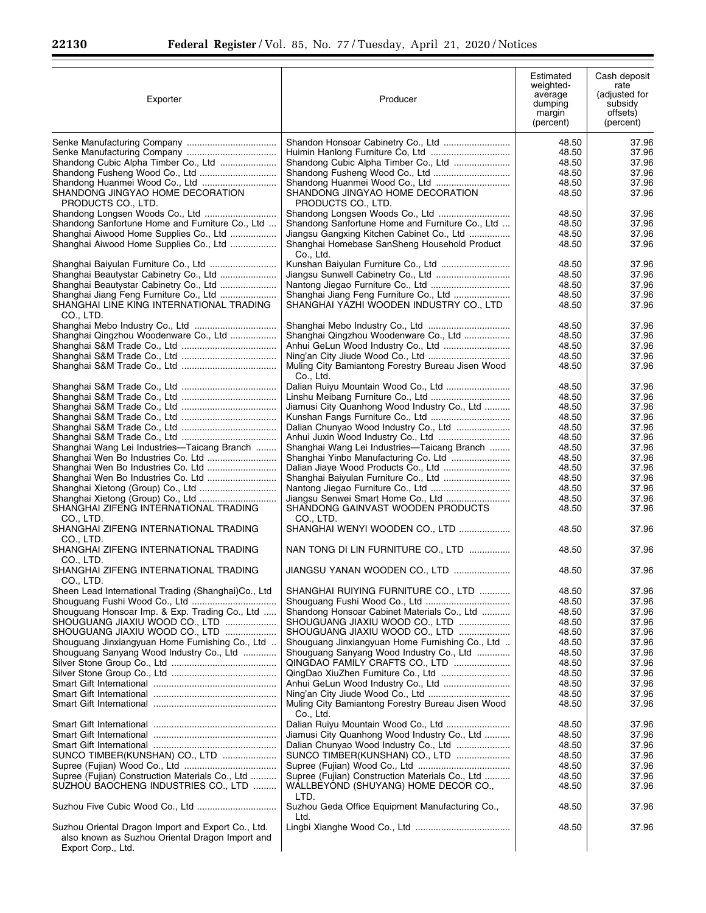| Exporter | Producer | Estimated weighted-average dumping margin (percent) | Cash deposit rate (adjusted for subsidy offsets) (percent) |
|---|---|---|---|
| Senke Manufacturing Company | Shandon Honsoar Cabinetry Co., Ltd | 48.50 | 37.96 |
| Senke Manufacturing Company | Huimin Hanlong Furniture Co, Ltd | 48.50 | 37.96 |
| Shandong Cubic Alpha Timber Co., Ltd | Shandong Cubic Alpha Timber Co., Ltd | 48.50 | 37.96 |
| Shandong Fusheng Wood Co., Ltd | Shandong Fusheng Wood Co., Ltd | 48.50 | 37.96 |
| Shandong Huanmei Wood Co., Ltd | Shandong Huanmei Wood Co., Ltd | 48.50 | 37.96 |
| SHANDONG JINGYAO HOME DECORATION PRODUCTS CO., LTD. | SHANDONG JINGYAO HOME DECORATION PRODUCTS CO., LTD. | 48.50 | 37.96 |
| Shandong Longsen Woods Co., Ltd | Shandong Longsen Woods Co., Ltd | 48.50 | 37.96 |
| Shandong Sanfortune Home and Furniture Co., Ltd | Shandong Sanfortune Home and Furniture Co., Ltd | 48.50 | 37.96 |
| Shanghai Aiwood Home Supplies Co., Ltd | Jiangsu Gangxing Kitchen Cabinet Co., Ltd | 48.50 | 37.96 |
| Shanghai Aiwood Home Supplies Co., Ltd | Shanghai Homebase SanSheng Household Product Co., Ltd. | 48.50 | 37.96 |
| Shanghai Baiyulan Furniture Co., Ltd | Kunshan Baiyulan Furniture Co., Ltd | 48.50 | 37.96 |
| Shanghai Beautystar Cabinetry Co., Ltd | Jiangsu Sunwell Cabinetry Co., Ltd | 48.50 | 37.96 |
| Shanghai Beautystar Cabinetry Co., Ltd | Nantong Jiegao Furniture Co., Ltd | 48.50 | 37.96 |
| Shanghai Jiang Feng Furniture Co., Ltd | Shanghai Jiang Feng Furniture Co., Ltd | 48.50 | 37.96 |
| SHANGHAI LINE KING INTERNATIONAL TRADING CO., LTD. | SHANGHAI YAZHI WOODEN INDUSTRY CO., LTD | 48.50 | 37.96 |
| Shanghai Mebo Industry Co., Ltd | Shanghai Mebo Industry Co., Ltd | 48.50 | 37.96 |
| Shanghai Qingzhou Woodenware Co., Ltd | Shanghai Qingzhou Woodenware Co., Ltd | 48.50 | 37.96 |
| Shanghai S&M Trade Co., Ltd | Anhui GeLun Wood Industry Co., Ltd | 48.50 | 37.96 |
| Shanghai S&M Trade Co., Ltd | Ning'an City Jiude Wood Co., Ltd | 48.50 | 37.96 |
| Shanghai S&M Trade Co., Ltd | Muling City Bamiantong Forestry Bureau Jisen Wood Co., Ltd. | 48.50 | 37.96 |
| Shanghai S&M Trade Co., Ltd | Dalian Ruiyu Mountain Wood Co., Ltd | 48.50 | 37.96 |
| Shanghai S&M Trade Co., Ltd | Linshu Meibang Furniture Co., Ltd | 48.50 | 37.96 |
| Shanghai S&M Trade Co., Ltd | Jiamusi City Quanhong Wood Industry Co., Ltd | 48.50 | 37.96 |
| Shanghai S&M Trade Co., Ltd | Kunshan Fangs Furniture Co., Ltd | 48.50 | 37.96 |
| Shanghai S&M Trade Co., Ltd | Dalian Chunyao Wood Industry Co., Ltd | 48.50 | 37.96 |
| Shanghai S&M Trade Co., Ltd | Anhui Juxin Wood Industry Co., Ltd | 48.50 | 37.96 |
| Shanghai Wang Lei Industries—Taicang Branch | Shanghai Wang Lei Industries—Taicang Branch | 48.50 | 37.96 |
| Shanghai Wen Bo Industries Co. Ltd | Shanghai Yinbo Manufacturing Co. Ltd | 48.50 | 37.96 |
| Shanghai Wen Bo Industries Co. Ltd | Dalian Jiaye Wood Products Co., Ltd | 48.50 | 37.96 |
| Shanghai Wen Bo Industries Co. Ltd | Shanghai Baiyulan Furniture Co., Ltd | 48.50 | 37.96 |
| Shanghai Xietong (Group) Co., Ltd | Nantong Jiegao Furniture Co., Ltd | 48.50 | 37.96 |
| Shanghai Xietong (Group) Co., Ltd | Jiangsu Senwei Smart Home Co., Ltd | 48.50 | 37.96 |
| SHANGHAI ZIFENG INTERNATIONAL TRADING CO., LTD. | SHANDONG GAINVAST WOODEN PRODUCTS CO., LTD. | 48.50 | 37.96 |
| SHANGHAI ZIFENG INTERNATIONAL TRADING CO., LTD. | SHANGHAI WENYI WOODEN CO., LTD | 48.50 | 37.96 |
| SHANGHAI ZIFENG INTERNATIONAL TRADING CO., LTD. | NAN TONG DI LIN FURNITURE CO., LTD | 48.50 | 37.96 |
| SHANGHAI ZIFENG INTERNATIONAL TRADING CO., LTD. | JIANGSU YANAN WOODEN CO., LTD | 48.50 | 37.96 |
| Sheen Lead International Trading (Shanghai)Co., Ltd | SHANGHAI RUIYING FURNITURE CO., LTD | 48.50 | 37.96 |
| Shouguang Fushi Wood Co., Ltd | Shouguang Fushi Wood Co., Ltd | 48.50 | 37.96 |
| Shouguang Honsoar Imp. & Exp. Trading Co., Ltd | Shandong Honsoar Cabinet Materials Co., Ltd | 48.50 | 37.96 |
| SHOUGUANG JIAXIU WOOD CO., LTD | SHOUGUANG JIAXIU WOOD CO., LTD | 48.50 | 37.96 |
| SHOUGUANG JIAXIU WOOD CO., LTD | SHOUGUANG JIAXIU WOOD CO., LTD | 48.50 | 37.96 |
| Shouguang Jinxiangyuan Home Furnishing Co., Ltd | Shouguang Jinxiangyuan Home Furnishing Co., Ltd | 48.50 | 37.96 |
| Shouguang Sanyang Wood Industry Co., Ltd | Shouguang Sanyang Wood Industry Co., Ltd | 48.50 | 37.96 |
| Silver Stone Group Co., Ltd | QINGDAO FAMILY CRAFTS CO., LTD | 48.50 | 37.96 |
| Silver Stone Group Co., Ltd | QingDao XiuZhen Furniture Co., Ltd | 48.50 | 37.96 |
| Smart Gift International | Anhui GeLun Wood Industry Co., Ltd | 48.50 | 37.96 |
| Smart Gift International | Ning'an City Jiude Wood Co., Ltd | 48.50 | 37.96 |
| Smart Gift International | Muling City Bamiantong Forestry Bureau Jisen Wood Co., Ltd. | 48.50 | 37.96 |
| Smart Gift International | Dalian Ruiyu Mountain Wood Co., Ltd | 48.50 | 37.96 |
| Smart Gift International | Jiamusi City Quanhong Wood Industry Co., Ltd | 48.50 | 37.96 |
| Smart Gift International | Dalian Chunyao Wood Industry Co., Ltd | 48.50 | 37.96 |
| SUNCO TIMBER(KUNSHAN) CO., LTD | SUNCO TIMBER(KUNSHAN) CO., LTD | 48.50 | 37.96 |
| Supree (Fujian) Wood Co., Ltd | Supree (Fujian) Wood Co., Ltd | 48.50 | 37.96 |
| Supree (Fujian) Construction Materials Co., Ltd | Supree (Fujian) Construction Materials Co., Ltd | 48.50 | 37.96 |
| SUZHOU BAOCHENG INDUSTRIES CO., LTD | WALLBEYOND (SHUYANG) HOME DECOR CO., LTD. | 48.50 | 37.96 |
| Suzhou Five Cubic Wood Co., Ltd | Suzhou Geda Office Equipment Manufacturing Co., Ltd. | 48.50 | 37.96 |
| Suzhou Oriental Dragon Import and Export Co., Ltd. also known as Suzhou Oriental Dragon Import and Export Corp., Ltd. | Lingbi Xianghe Wood Co., Ltd | 48.50 | 37.96 |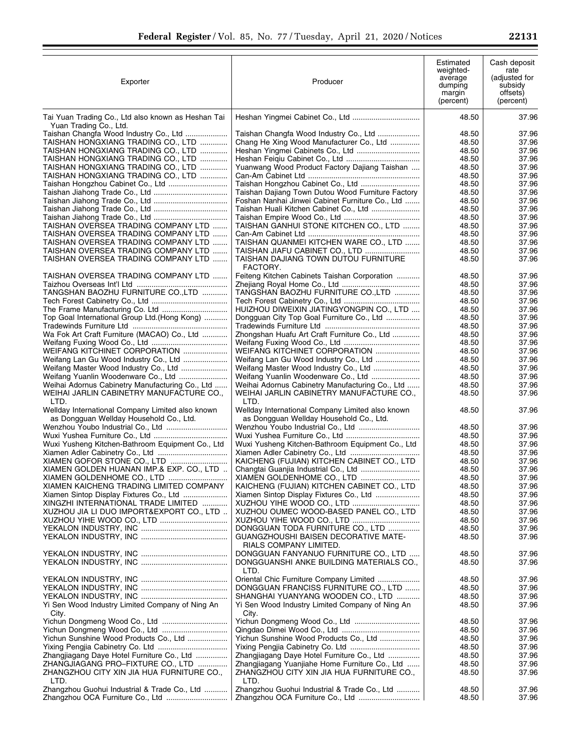| Exporter | Producer | Estimated weighted-average dumping margin (percent) | Cash deposit rate (adjusted for subsidy offsets) (percent) |
| --- | --- | --- | --- |
| Tai Yuan Trading Co., Ltd also known as Heshan Tai Yuan Trading Co., Ltd. | Heshan Yingmei Cabinet Co., Ltd | 48.50 | 37.96 |
| Taishan Changfa Wood Industry Co., Ltd | Taishan Changfa Wood Industry Co., Ltd | 48.50 | 37.96 |
| TAISHAN HONGXIANG TRADING CO., LTD | Chang He Xing Wood Manufacturer Co., Ltd | 48.50 | 37.96 |
| TAISHAN HONGXIANG TRADING CO., LTD | Heshan Yingmei Cabinets Co., Ltd | 48.50 | 37.96 |
| TAISHAN HONGXIANG TRADING CO., LTD | Heshan Feiqiu Cabinet Co., Ltd | 48.50 | 37.96 |
| TAISHAN HONGXIANG TRADING CO., LTD | Yuanwang Wood Product Factory Dajiang Taishan | 48.50 | 37.96 |
| TAISHAN HONGXIANG TRADING CO., LTD | Can-Am Cabinet Ltd | 48.50 | 37.96 |
| Taishan Hongzhou Cabinet Co., Ltd | Taishan Hongzhou Cabinet Co., Ltd | 48.50 | 37.96 |
| Taishan Jiahong Trade Co., Ltd | Taishan Dajiang Town Dutou Wood Furniture Factory | 48.50 | 37.96 |
| Taishan Jiahong Trade Co., Ltd | Foshan Nanhai Jinwei Cabinet Furniture Co., Ltd | 48.50 | 37.96 |
| Taishan Jiahong Trade Co., Ltd | Taishan Huali Kitchen Cabinet Co., Ltd | 48.50 | 37.96 |
| Taishan Jiahong Trade Co., Ltd | Taishan Empire Wood Co., Ltd | 48.50 | 37.96 |
| TAISHAN OVERSEA TRADING COMPANY LTD | TAISHAN GANHUI STONE KITCHEN CO., LTD | 48.50 | 37.96 |
| TAISHAN OVERSEA TRADING COMPANY LTD | Can-Am Cabinet Ltd | 48.50 | 37.96 |
| TAISHAN OVERSEA TRADING COMPANY LTD | TAISHAN QUANMEI KITCHEN WARE CO., LTD | 48.50 | 37.96 |
| TAISHAN OVERSEA TRADING COMPANY LTD | TAISHAN JIAFU CABINET CO., LTD | 48.50 | 37.96 |
| TAISHAN OVERSEA TRADING COMPANY LTD | TAISHAN DAJIANG TOWN DUTOU FURNITURE FACTORY. | 48.50 | 37.96 |
| TAISHAN OVERSEA TRADING COMPANY LTD | Feiteng Kitchen Cabinets Taishan Corporation | 48.50 | 37.96 |
| Taizhou Overseas Int'l Ltd | Zhejiang Royal Home Co., Ltd | 48.50 | 37.96 |
| TANGSHAN BAOZHU FURNITURE CO.,LTD | TANGSHAN BAOZHU FURNITURE CO.,LTD | 48.50 | 37.96 |
| Tech Forest Cabinetry Co., Ltd | Tech Forest Cabinetry Co., Ltd | 48.50 | 37.96 |
| The Frame Manufacturing Co. Ltd | HUIZHOU DIWEIXIN JIATINGYONGPIN CO., LTD | 48.50 | 37.96 |
| Top Goal International Group Ltd.(Hong Kong) | Dongguan City Top Goal Furniture Co., Ltd | 48.50 | 37.96 |
| Tradewinds Furniture Ltd | Tradewinds Furniture Ltd | 48.50 | 37.96 |
| Wa Fok Art Craft Furniture (MACAO) Co., Ltd | Zhongshan Huafu Art Craft Furniture Co., Ltd | 48.50 | 37.96 |
| Weifang Fuxing Wood Co., Ltd | Weifang Fuxing Wood Co., Ltd | 48.50 | 37.96 |
| WEIFANG KITCHINET CORPORATION | WEIFANG KITCHINET CORPORATION | 48.50 | 37.96 |
| Weifang Lan Gu Wood Industry Co., Ltd | Weifang Lan Gu Wood Industry Co., Ltd | 48.50 | 37.96 |
| Weifang Master Wood Industry Co., Ltd | Weifang Master Wood Industry Co., Ltd | 48.50 | 37.96 |
| Weifang Yuanlin Woodenware Co., Ltd | Weifang Yuanlin Woodenware Co., Ltd | 48.50 | 37.96 |
| Weihai Adornus Cabinetry Manufacturing Co., Ltd | Weihai Adornus Cabinetry Manufacturing Co., Ltd | 48.50 | 37.96 |
| WEIHAI JARLIN CABINETRY MANUFACTURE CO., LTD. | WEIHAI JARLIN CABINETRY MANUFACTURE CO., LTD. | 48.50 | 37.96 |
| Wellday International Company Limited also known as Dongguan Wellday Household Co., Ltd. | Wellday International Company Limited also known as Dongguan Wellday Household Co., Ltd. | 48.50 | 37.96 |
| Wenzhou Youbo Industrial Co., Ltd | Wenzhou Youbo Industrial Co., Ltd | 48.50 | 37.96 |
| Wuxi Yushea Furniture Co., Ltd | Wuxi Yushea Furniture Co., Ltd | 48.50 | 37.96 |
| Wuxi Yusheng Kitchen-Bathroom Equipment Co., Ltd | Wuxi Yusheng Kitchen-Bathroom Equipment Co., Ltd | 48.50 | 37.96 |
| Xiamen Adler Cabinetry Co., Ltd | Xiamen Adler Cabinetry Co., Ltd | 48.50 | 37.96 |
| XIAMEN GOFOR STONE CO., LTD | KAICHENG (FUJIAN) KITCHEN CABINET CO., LTD | 48.50 | 37.96 |
| XIAMEN GOLDEN HUANAN IMP.& EXP. CO., LTD | Changtai Guanjia Industrial Co., Ltd | 48.50 | 37.96 |
| XIAMEN GOLDENHOME CO., LTD | XIAMEN GOLDENHOME CO., LTD | 48.50 | 37.96 |
| XIAMEN KAICHENG TRADING LIMITED COMPANY | KAICHENG (FUJIAN) KITCHEN CABINET CO., LTD | 48.50 | 37.96 |
| Xiamen Sintop Display Fixtures Co., Ltd | Xiamen Sintop Display Fixtures Co., Ltd | 48.50 | 37.96 |
| XINGZHI INTERNATIONAL TRADE LIMITED | XUZHOU YIHE WOOD CO., LTD | 48.50 | 37.96 |
| XUZHOU JIA LI DUO IMPORT&EXPORT CO., LTD | XUZHOU OUMEC WOOD-BASED PANEL CO., LTD | 48.50 | 37.96 |
| XUZHOU YIHE WOOD CO., LTD | XUZHOU YIHE WOOD CO., LTD | 48.50 | 37.96 |
| YEKALON INDUSTRY, INC | DONGGUAN TODA FURNITURE CO., LTD | 48.50 | 37.96 |
| YEKALON INDUSTRY, INC | GUANGZHOUSHI BAISEN DECORATIVE MATERIALS COMPANY LIMITED. | 48.50 | 37.96 |
| YEKALON INDUSTRY, INC | DONGGUAN FANYANUO FURNITURE CO., LTD | 48.50 | 37.96 |
| YEKALON INDUSTRY, INC | DONGGUANSHI ANKE BUILDING MATERIALS CO., LTD. | 48.50 | 37.96 |
| YEKALON INDUSTRY, INC | Oriental Chic Furniture Company Limited | 48.50 | 37.96 |
| YEKALON INDUSTRY, INC | DONGGUAN FRANCISS FURNITURE CO., LTD | 48.50 | 37.96 |
| YEKALON INDUSTRY, INC | SHANGHAI YUANYANG WOODEN CO., LTD | 48.50 | 37.96 |
| Yi Sen Wood Industry Limited Company of Ning An City. | Yi Sen Wood Industry Limited Company of Ning An City. | 48.50 | 37.96 |
| Yichun Dongmeng Wood Co., Ltd | Yichun Dongmeng Wood Co., Ltd | 48.50 | 37.96 |
| Yichun Dongmeng Wood Co., Ltd | Qingdao Dimei Wood Co., Ltd | 48.50 | 37.96 |
| Yichun Sunshine Wood Products Co., Ltd | Yichun Sunshine Wood Products Co., Ltd | 48.50 | 37.96 |
| Yixing Pengjia Cabinetry Co. Ltd | Yixing Pengjia Cabinetry Co. Ltd | 48.50 | 37.96 |
| Zhangjiagang Daye Hotel Furniture Co., Ltd | Zhangjiagang Daye Hotel Furniture Co., Ltd | 48.50 | 37.96 |
| ZHANGJIAGANG PRO–FIXTURE CO., LTD | Zhangjiagang Yuanjiahe Home Furniture Co., Ltd | 48.50 | 37.96 |
| ZHANGZHOU CITY XIN JIA HUA FURNITURE CO., LTD. | ZHANGZHOU CITY XIN JIA HUA FURNITURE CO., LTD. | 48.50 | 37.96 |
| Zhangzhou Guohui Industrial & Trade Co., Ltd | Zhangzhou Guohui Industrial & Trade Co., Ltd | 48.50 | 37.96 |
| Zhangzhou OCA Furniture Co., Ltd | Zhangzhou OCA Furniture Co., Ltd | 48.50 | 37.96 |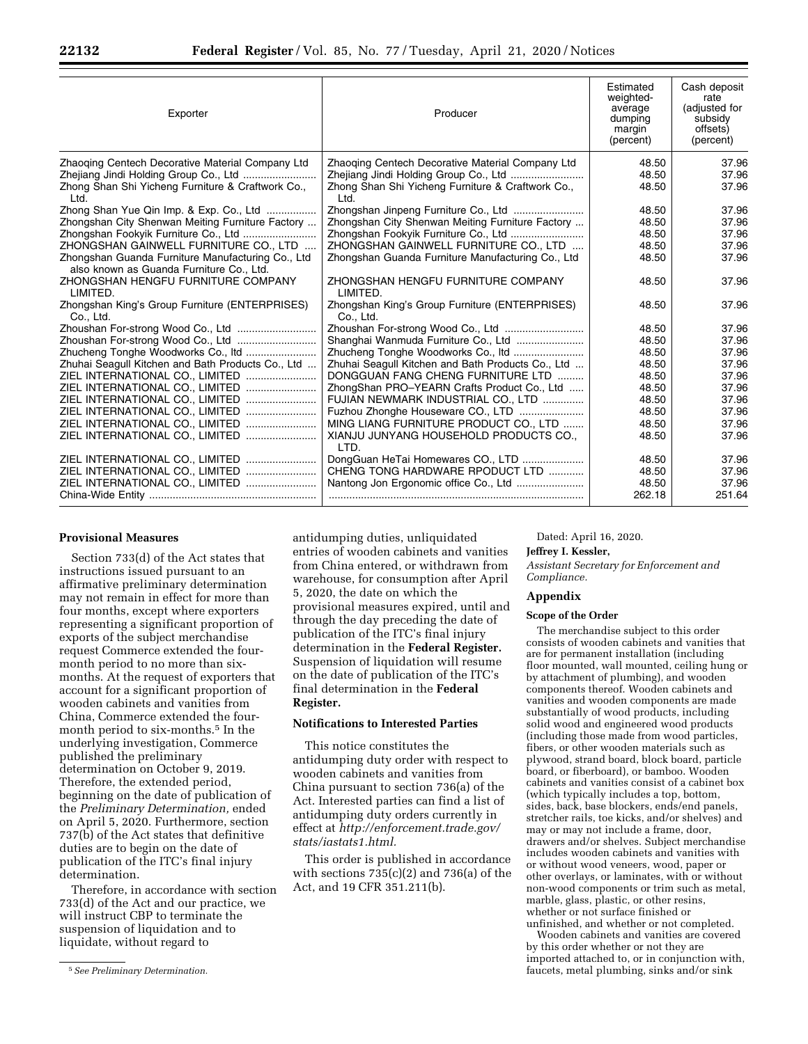| Exporter | Producer | Estimated weighted-average dumping margin (percent) | Cash deposit rate (adjusted for subsidy offsets) (percent) |
|---|---|---|---|
| Zhaoqing Centech Decorative Material Company Ltd | Zhaoqing Centech Decorative Material Company Ltd | 48.50 | 37.96 |
| Zhejiang Jindi Holding Group Co., Ltd | Zhejiang Jindi Holding Group Co., Ltd | 48.50 | 37.96 |
| Zhong Shan Shi Yicheng Furniture & Craftwork Co., Ltd. | Zhong Shan Shi Yicheng Furniture & Craftwork Co., Ltd. | 48.50 | 37.96 |
| Zhong Shan Yue Qin Imp. & Exp. Co., Ltd | Zhongshan Jinpeng Furniture Co., Ltd | 48.50 | 37.96 |
| Zhongshan City Shenwan Meiting Furniture Factory | Zhongshan City Shenwan Meiting Furniture Factory | 48.50 | 37.96 |
| Zhongshan Fookyik Furniture Co., Ltd | Zhongshan Fookyik Furniture Co., Ltd | 48.50 | 37.96 |
| ZHONGSHAN GAINWELL FURNITURE CO., LTD | ZHONGSHAN GAINWELL FURNITURE CO., LTD | 48.50 | 37.96 |
| Zhongshan Guanda Furniture Manufacturing Co., Ltd also known as Guanda Furniture Co., Ltd. | Zhongshan Guanda Furniture Manufacturing Co., Ltd | 48.50 | 37.96 |
| ZHONGSHAN HENGFU FURNITURE COMPANY LIMITED. | ZHONGSHAN HENGFU FURNITURE COMPANY LIMITED. | 48.50 | 37.96 |
| Zhongshan King's Group Furniture (ENTERPRISES) Co., Ltd. | Zhongshan King's Group Furniture (ENTERPRISES) Co., Ltd. | 48.50 | 37.96 |
| Zhoushan For-strong Wood Co., Ltd | Zhoushan For-strong Wood Co., Ltd | 48.50 | 37.96 |
| Zhoushan For-strong Wood Co., Ltd | Shanghai Wanmuda Furniture Co., Ltd | 48.50 | 37.96 |
| Zhucheng Tonghe Woodworks Co., ltd | Zhucheng Tonghe Woodworks Co., ltd | 48.50 | 37.96 |
| Zhuhai Seagull Kitchen and Bath Products Co., Ltd | Zhuhai Seagull Kitchen and Bath Products Co., Ltd | 48.50 | 37.96 |
| ZIEL INTERNATIONAL CO., LIMITED | DONGGUAN FANG CHENG FURNITURE LTD | 48.50 | 37.96 |
| ZIEL INTERNATIONAL CO., LIMITED | ZhongShan PRO–YEARN Crafts Product Co., Ltd | 48.50 | 37.96 |
| ZIEL INTERNATIONAL CO., LIMITED | FUJIAN NEWMARK INDUSTRIAL CO., LTD | 48.50 | 37.96 |
| ZIEL INTERNATIONAL CO., LIMITED | Fuzhou Zhonghe Houseware CO., LTD | 48.50 | 37.96 |
| ZIEL INTERNATIONAL CO., LIMITED | MING LIANG FURNITURE PRODUCT CO., LTD | 48.50 | 37.96 |
| ZIEL INTERNATIONAL CO., LIMITED | XIANJU JUNYANG HOUSEHOLD PRODUCTS CO., LTD. | 48.50 | 37.96 |
| ZIEL INTERNATIONAL CO., LIMITED | DongGuan HeTai Homewares CO., LTD | 48.50 | 37.96 |
| ZIEL INTERNATIONAL CO., LIMITED | CHENG TONG HARDWARE RPODUCT LTD | 48.50 | 37.96 |
| ZIEL INTERNATIONAL CO., LIMITED | Nantong Jon Ergonomic office Co., Ltd | 48.50 | 37.96 |
| China-Wide Entity | | 262.18 | 251.64 |

## Provisional Measures

Section 733(d) of the Act states that instructions issued pursuant to an affirmative preliminary determination may not remain in effect for more than four months, except where exporters representing a significant proportion of exports of the subject merchandise request Commerce extended the four-month period to no more than six-months. At the request of exporters that account for a significant proportion of wooden cabinets and vanities from China, Commerce extended the four-month period to six-months.[5] In the underlying investigation, Commerce published the preliminary determination on October 9, 2019. Therefore, the extended period, beginning on the date of publication of the *Preliminary Determination,* ended on April 5, 2020. Furthermore, section 737(b) of the Act states that definitive duties are to begin on the date of publication of the ITC's final injury determination.

Therefore, in accordance with section 733(d) of the Act and our practice, we will instruct CBP to terminate the suspension of liquidation and to liquidate, without regard to antidumping duties, unliquidated entries of wooden cabinets and vanities from China entered, or withdrawn from warehouse, for consumption after April 5, 2020, the date on which the provisional measures expired, until and through the day preceding the date of publication of the ITC's final injury determination in the **Federal Register.** Suspension of liquidation will resume on the date of publication of the ITC's final determination in the **Federal Register.**

## Notifications to Interested Parties

This notice constitutes the antidumping duty order with respect to wooden cabinets and vanities from China pursuant to section 736(a) of the Act. Interested parties can find a list of antidumping duty orders currently in effect at *http://enforcement.trade.gov/stats/iastats1.html.*

This order is published in accordance with sections 735(c)(2) and 736(a) of the Act, and 19 CFR 351.211(b).

Dated: April 16, 2020.

**Jeffrey I. Kessler,**

*Assistant Secretary for Enforcement and Compliance.*

## Appendix

### Scope of the Order

The merchandise subject to this order consists of wooden cabinets and vanities that are for permanent installation (including floor mounted, wall mounted, ceiling hung or by attachment of plumbing), and wooden components thereof. Wooden cabinets and vanities and wooden components are made substantially of wood products, including solid wood and engineered wood products (including those made from wood particles, fibers, or other wooden materials such as plywood, strand board, block board, particle board, or fiberboard), or bamboo. Wooden cabinets and vanities consist of a cabinet box (which typically includes a top, bottom, sides, back, base blockers, ends/end panels, stretcher rails, toe kicks, and/or shelves) and may or may not include a frame, door, drawers and/or shelves. Subject merchandise includes wooden cabinets and vanities with or without wood veneers, wood, paper or other overlays, or laminates, with or without non-wood components or trim such as metal, marble, glass, plastic, or other resins, whether or not surface finished or unfinished, and whether or not completed.

Wooden cabinets and vanities are covered by this order whether or not they are imported attached to, or in conjunction with, faucets, metal plumbing, sinks and/or sink

[5] *See Preliminary Determination.*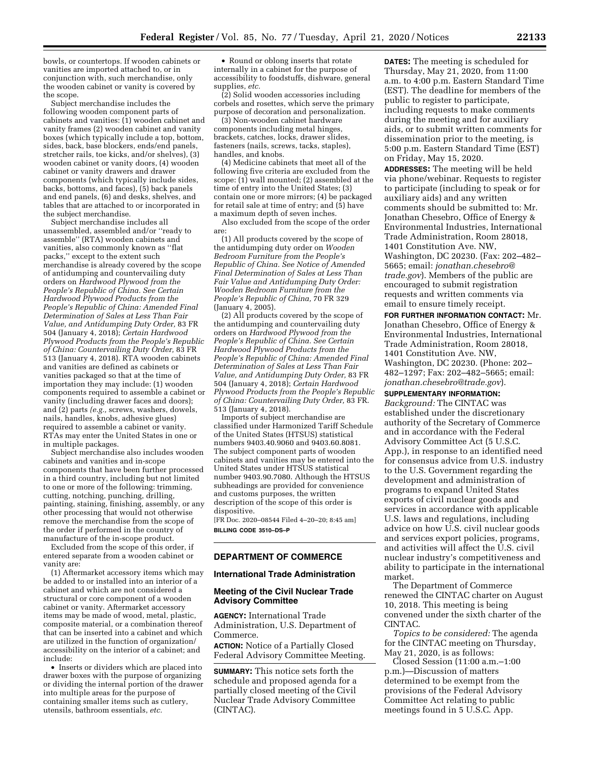bowls, or countertops. If wooden cabinets or vanities are imported attached to, or in conjunction with, such merchandise, only the wooden cabinet or vanity is covered by the scope.

Subject merchandise includes the following wooden component parts of cabinets and vanities: (1) wooden cabinet and vanity frames (2) wooden cabinet and vanity boxes (which typically include a top, bottom, sides, back, base blockers, ends/end panels, stretcher rails, toe kicks, and/or shelves), (3) wooden cabinet or vanity doors, (4) wooden cabinet or vanity drawers and drawer components (which typically include sides, backs, bottoms, and faces), (5) back panels and end panels, (6) and desks, shelves, and tables that are attached to or incorporated in the subject merchandise.

Subject merchandise includes all unassembled, assembled and/or ''ready to assemble'' (RTA) wooden cabinets and vanities, also commonly known as ''flat packs,'' except to the extent such merchandise is already covered by the scope of antidumping and countervailing duty orders on *Hardwood Plywood from the People's Republic of China. See Certain Hardwood Plywood Products from the People's Republic of China: Amended Final Determination of Sales at Less Than Fair Value, and Antidumping Duty Order,* 83 FR 504 (January 4, 2018); *Certain Hardwood Plywood Products from the People's Republic of China: Countervailing Duty Order,* 83 FR 513 (January 4, 2018). RTA wooden cabinets and vanities are defined as cabinets or vanities packaged so that at the time of importation they may include: (1) wooden components required to assemble a cabinet or vanity (including drawer faces and doors); and (2) parts *(e.g.,* screws, washers, dowels, nails, handles, knobs, adhesive glues) required to assemble a cabinet or vanity. RTAs may enter the United States in one or in multiple packages.

Subject merchandise also includes wooden cabinets and vanities and in-scope components that have been further processed in a third country, including but not limited to one or more of the following: trimming, cutting, notching, punching, drilling, painting, staining, finishing, assembly, or any other processing that would not otherwise remove the merchandise from the scope of the order if performed in the country of manufacture of the in-scope product.

Excluded from the scope of this order, if entered separate from a wooden cabinet or vanity are:

(1) Aftermarket accessory items which may be added to or installed into an interior of a cabinet and which are not considered a structural or core component of a wooden cabinet or vanity. Aftermarket accessory items may be made of wood, metal, plastic, composite material, or a combination thereof that can be inserted into a cabinet and which are utilized in the function of organization/accessibility on the interior of a cabinet; and include:

- Inserts or dividers which are placed into drawer boxes with the purpose of organizing or dividing the internal portion of the drawer into multiple areas for the purpose of containing smaller items such as cutlery, utensils, bathroom essentials, *etc.*
- Round or oblong inserts that rotate internally in a cabinet for the purpose of accessibility to foodstuffs, dishware, general supplies, *etc.*

(2) Solid wooden accessories including corbels and rosettes, which serve the primary purpose of decoration and personalization.

(3) Non-wooden cabinet hardware components including metal hinges, brackets, catches, locks, drawer slides, fasteners (nails, screws, tacks, staples), handles, and knobs.

(4) Medicine cabinets that meet all of the following five criteria are excluded from the scope: (1) wall mounted; (2) assembled at the time of entry into the United States; (3) contain one or more mirrors; (4) be packaged for retail sale at time of entry; and (5) have a maximum depth of seven inches.

Also excluded from the scope of the order are:

(1) All products covered by the scope of the antidumping duty order on *Wooden Bedroom Furniture from the People's Republic of China. See Notice of Amended Final Determination of Sales at Less Than Fair Value and Antidumping Duty Order: Wooden Bedroom Furniture from the People's Republic of China,* 70 FR 329 (January 4, 2005).

(2) All products covered by the scope of the antidumping and countervailing duty orders on *Hardwood Plywood from the People's Republic of China. See Certain Hardwood Plywood Products from the People's Republic of China: Amended Final Determination of Sales at Less Than Fair Value, and Antidumping Duty Order,* 83 FR 504 (January 4, 2018); *Certain Hardwood Plywood Products from the People's Republic of China: Countervailing Duty Order,* 83 FR. 513 (January 4, 2018).

Imports of subject merchandise are classified under Harmonized Tariff Schedule of the United States (HTSUS) statistical numbers 9403.40.9060 and 9403.60.8081. The subject component parts of wooden cabinets and vanities may be entered into the United States under HTSUS statistical number 9403.90.7080. Although the HTSUS subheadings are provided for convenience and customs purposes, the written description of the scope of this order is dispositive.

[FR Doc. 2020–08544 Filed 4–20–20; 8:45 am]

**BILLING CODE 3510–DS–P**

## DEPARTMENT OF COMMERCE

### International Trade Administration

### Meeting of the Civil Nuclear Trade Advisory Committee

**AGENCY:** International Trade Administration, U.S. Department of Commerce.

**ACTION:** Notice of a Partially Closed Federal Advisory Committee Meeting.

**SUMMARY:** This notice sets forth the schedule and proposed agenda for a partially closed meeting of the Civil Nuclear Trade Advisory Committee (CINTAC).

**DATES:** The meeting is scheduled for Thursday, May 21, 2020, from 11:00 a.m. to 4:00 p.m. Eastern Standard Time (EST). The deadline for members of the public to register to participate, including requests to make comments during the meeting and for auxiliary aids, or to submit written comments for dissemination prior to the meeting, is 5:00 p.m. Eastern Standard Time (EST) on Friday, May 15, 2020.

**ADDRESSES:** The meeting will be held via phone/webinar. Requests to register to participate (including to speak or for auxiliary aids) and any written comments should be submitted to: Mr. Jonathan Chesebro, Office of Energy & Environmental Industries, International Trade Administration, Room 28018, 1401 Constitution Ave. NW, Washington, DC 20230. (Fax: 202–482–5665; email: *jonathan.chesebro@trade.gov*). Members of the public are encouraged to submit registration requests and written comments via email to ensure timely receipt.

**FOR FURTHER INFORMATION CONTACT:** Mr. Jonathan Chesebro, Office of Energy & Environmental Industries, International Trade Administration, Room 28018, 1401 Constitution Ave. NW, Washington, DC 20230. (Phone: 202–482–1297; Fax: 202–482–5665; email: *jonathan.chesebro@trade.gov*).

**SUPPLEMENTARY INFORMATION:**

*Background:* The CINTAC was established under the discretionary authority of the Secretary of Commerce and in accordance with the Federal Advisory Committee Act (5 U.S.C. App.), in response to an identified need for consensus advice from U.S. industry to the U.S. Government regarding the development and administration of programs to expand United States exports of civil nuclear goods and services in accordance with applicable U.S. laws and regulations, including advice on how U.S. civil nuclear goods and services export policies, programs, and activities will affect the U.S. civil nuclear industry's competitiveness and ability to participate in the international market.

The Department of Commerce renewed the CINTAC charter on August 10, 2018. This meeting is being convened under the sixth charter of the CINTAC.

*Topics to be considered:* The agenda for the CINTAC meeting on Thursday, May 21, 2020, is as follows:

Closed Session (11:00 a.m.–1:00 p.m.)—Discussion of matters determined to be exempt from the provisions of the Federal Advisory Committee Act relating to public meetings found in 5 U.S.C. App.